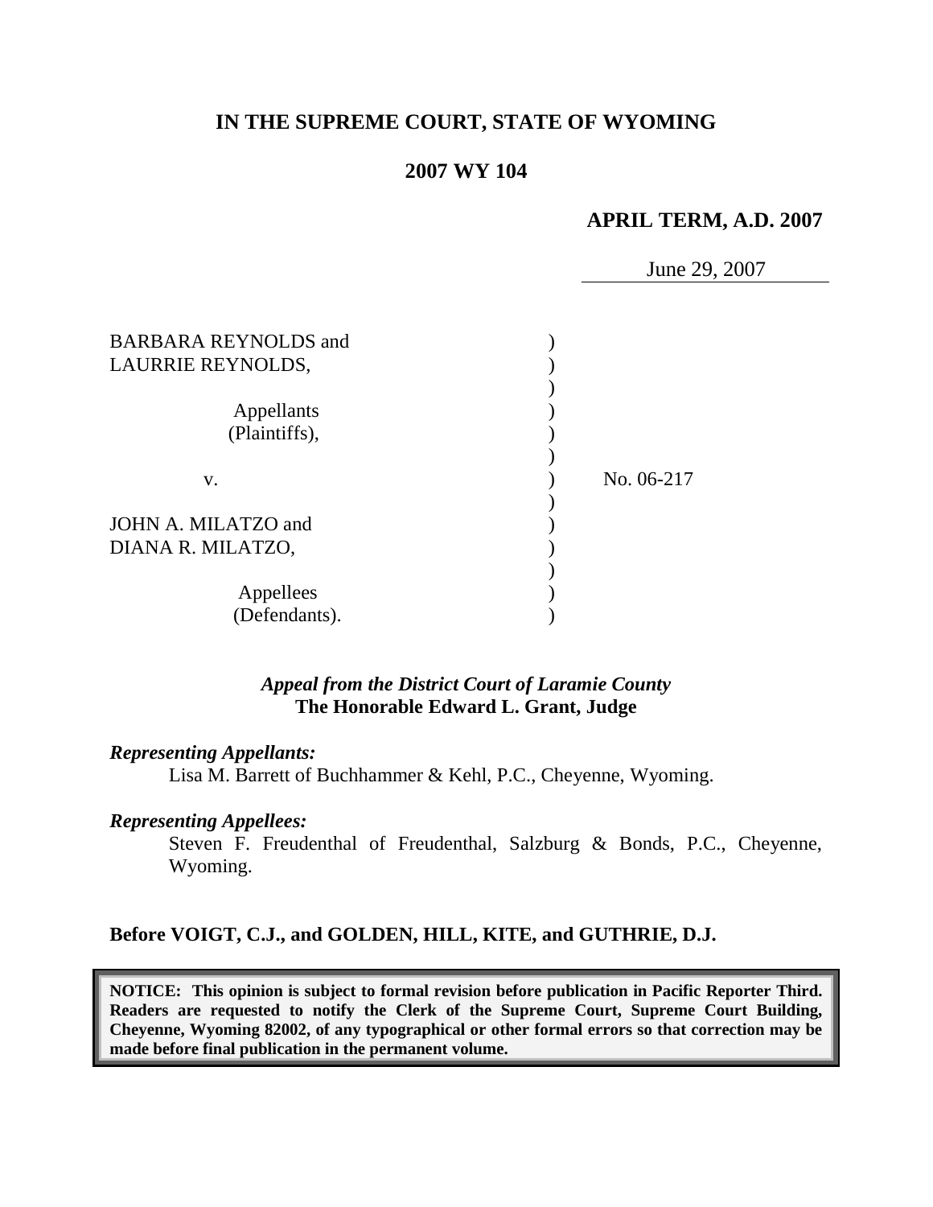# IN THE SUPREME COURT, STATE OF WYOMING

## 2007 WY 104

**APRIL TERM, A.D. 2007**

June 29, 2007

BARBARA REYNOLDS and LAURRIE REYNOLDS,

Appellants (Plaintiffs),

v.

JOHN A. MILATZO and DIANA R. MILATZO,

Appellees (Defendants).

No. 06-217

***Appeal from the District Court of Laramie County***
**The Honorable Edward L. Grant, Judge**

***Representing Appellants:***

Lisa M. Barrett of Buchhammer & Kehl, P.C., Cheyenne, Wyoming.

***Representing Appellees:***

Steven F. Freudenthal of Freudenthal, Salzburg & Bonds, P.C., Cheyenne, Wyoming.

**Before VOIGT, C.J., and GOLDEN, HILL, KITE, and GUTHRIE, D.J.**

**NOTICE: This opinion is subject to formal revision before publication in Pacific Reporter Third. Readers are requested to notify the Clerk of the Supreme Court, Supreme Court Building, Cheyenne, Wyoming 82002, of any typographical or other formal errors so that correction may be made before final publication in the permanent volume.**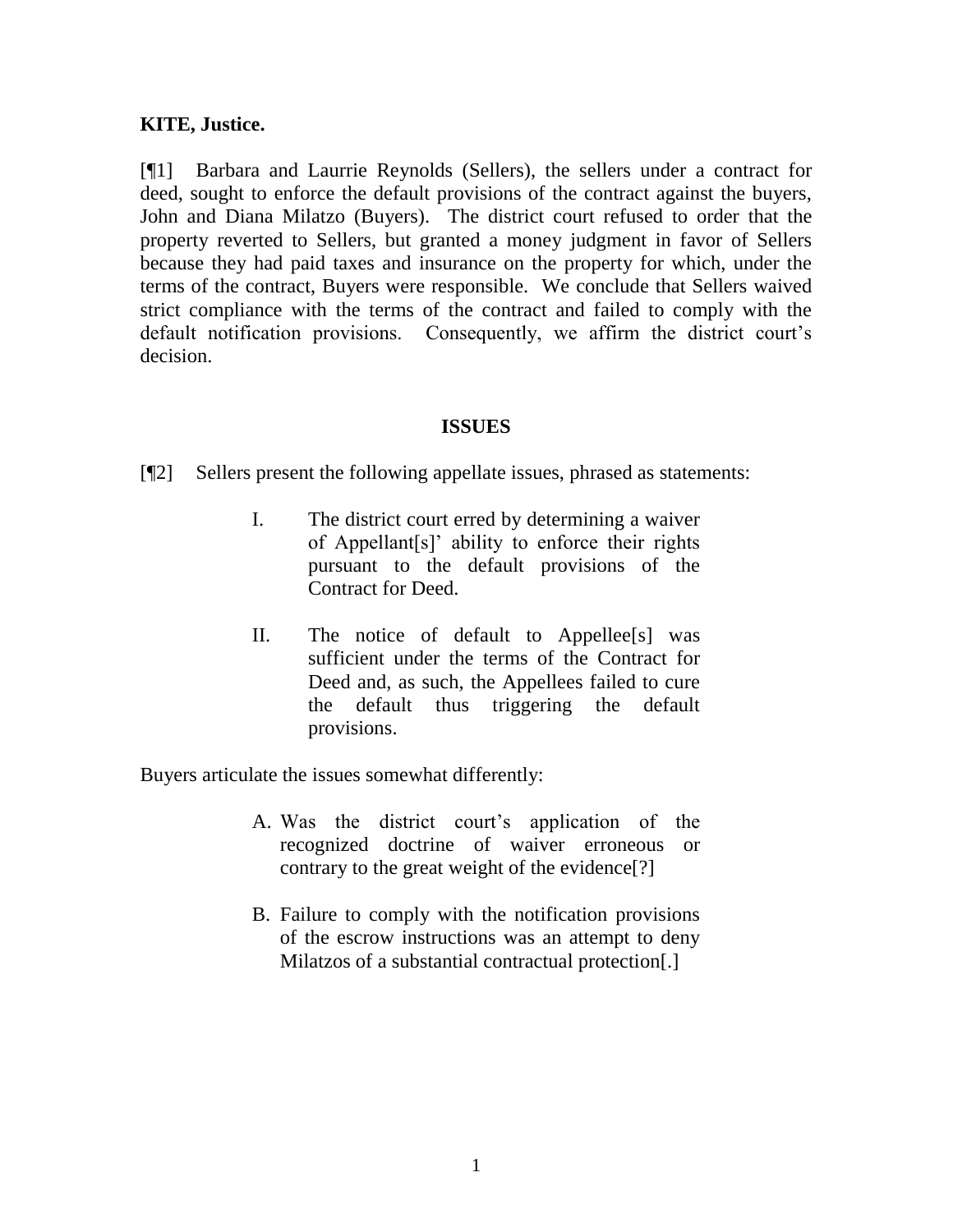**KITE, Justice.**

[¶1] Barbara and Laurrie Reynolds (Sellers), the sellers under a contract for deed, sought to enforce the default provisions of the contract against the buyers, John and Diana Milatzo (Buyers). The district court refused to order that the property reverted to Sellers, but granted a money judgment in favor of Sellers because they had paid taxes and insurance on the property for which, under the terms of the contract, Buyers were responsible. We conclude that Sellers waived strict compliance with the terms of the contract and failed to comply with the default notification provisions. Consequently, we affirm the district court's decision.

## ISSUES

[¶2] Sellers present the following appellate issues, phrased as statements:

> I. The district court erred by determining a waiver of Appellant[s]' ability to enforce their rights pursuant to the default provisions of the Contract for Deed.
>
> II. The notice of default to Appellee[s] was sufficient under the terms of the Contract for Deed and, as such, the Appellees failed to cure the default thus triggering the default provisions.

Buyers articulate the issues somewhat differently:

> A. Was the district court's application of the recognized doctrine of waiver erroneous or contrary to the great weight of the evidence[?]
>
> B. Failure to comply with the notification provisions of the escrow instructions was an attempt to deny Milatzos of a substantial contractual protection[.]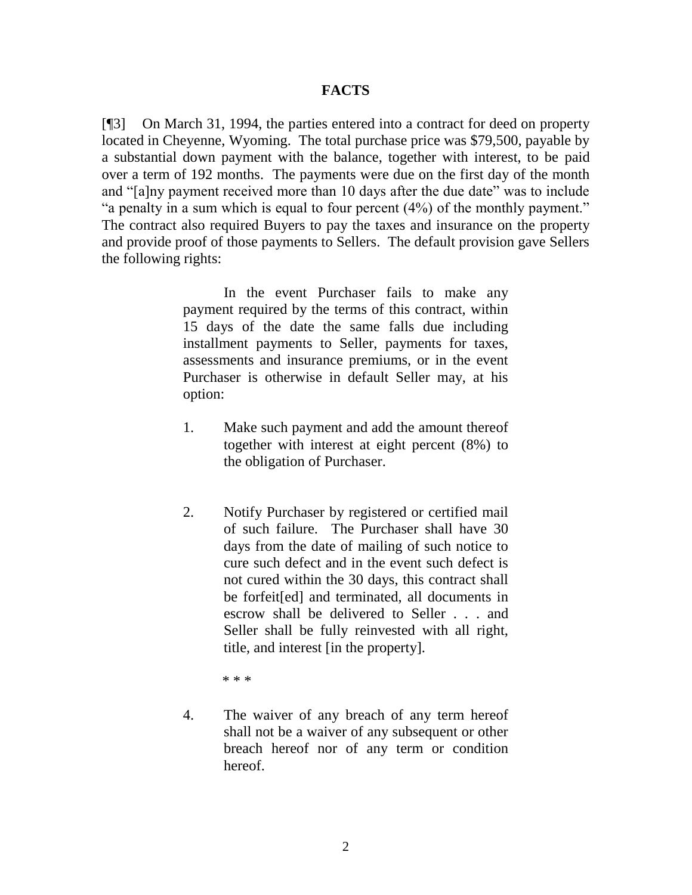## FACTS

[¶3] On March 31, 1994, the parties entered into a contract for deed on property located in Cheyenne, Wyoming. The total purchase price was $79,500, payable by a substantial down payment with the balance, together with interest, to be paid over a term of 192 months. The payments were due on the first day of the month and "[a]ny payment received more than 10 days after the due date" was to include "a penalty in a sum which is equal to four percent (4%) of the monthly payment." The contract also required Buyers to pay the taxes and insurance on the property and provide proof of those payments to Sellers. The default provision gave Sellers the following rights:

> In the event Purchaser fails to make any payment required by the terms of this contract, within 15 days of the date the same falls due including installment payments to Seller, payments for taxes, assessments and insurance premiums, or in the event Purchaser is otherwise in default Seller may, at his option:
>
> 1. Make such payment and add the amount thereof together with interest at eight percent (8%) to the obligation of Purchaser.
>
> 2. Notify Purchaser by registered or certified mail of such failure. The Purchaser shall have 30 days from the date of mailing of such notice to cure such defect and in the event such defect is not cured within the 30 days, this contract shall be forfeit[ed] and terminated, all documents in escrow shall be delivered to Seller . . . and Seller shall be fully reinvested with all right, title, and interest [in the property].
>
> \* \* \*
>
> 4. The waiver of any breach of any term hereof shall not be a waiver of any subsequent or other breach hereof nor of any term or condition hereof.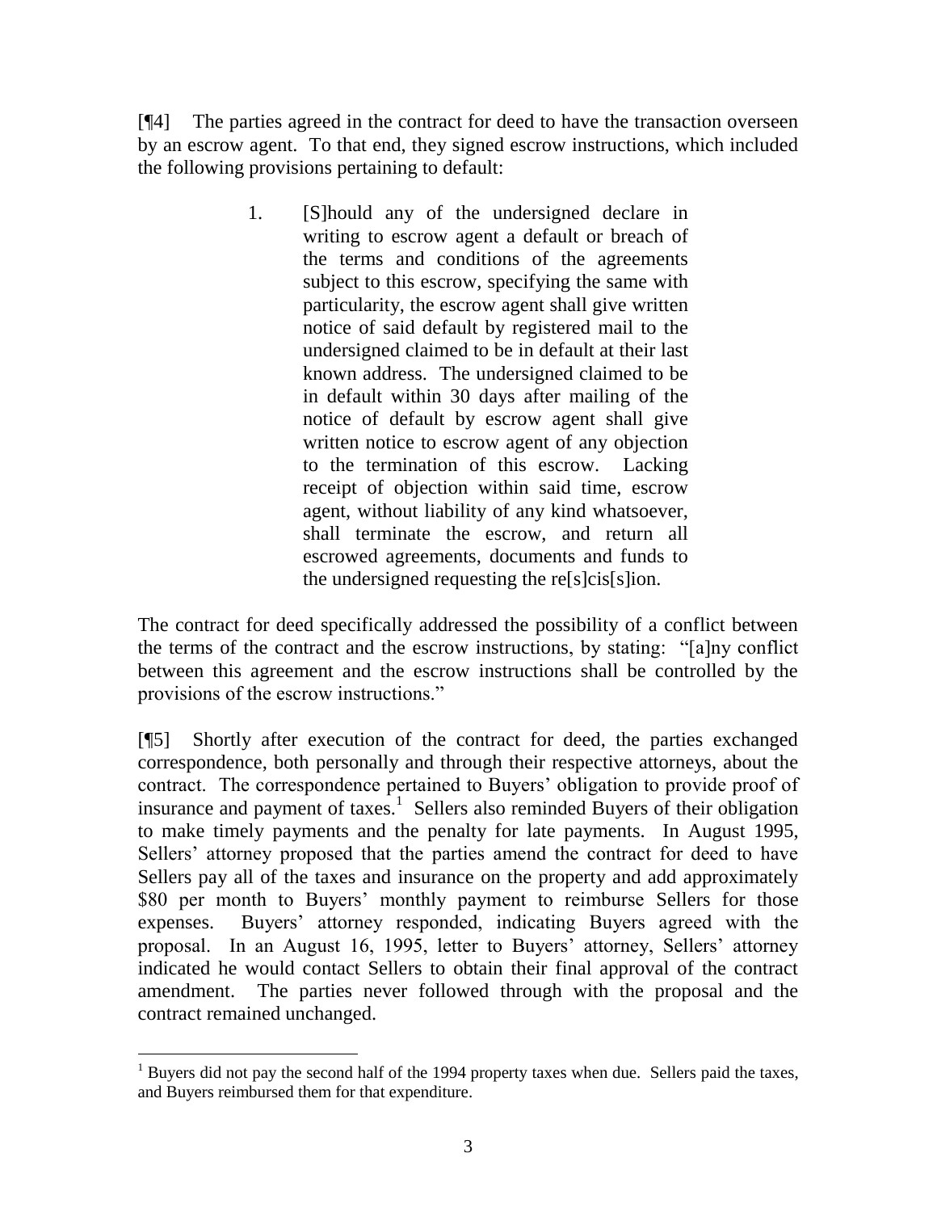[¶4] The parties agreed in the contract for deed to have the transaction overseen by an escrow agent. To that end, they signed escrow instructions, which included the following provisions pertaining to default:

> 1. [S]hould any of the undersigned declare in writing to escrow agent a default or breach of the terms and conditions of the agreements subject to this escrow, specifying the same with particularity, the escrow agent shall give written notice of said default by registered mail to the undersigned claimed to be in default at their last known address. The undersigned claimed to be in default within 30 days after mailing of the notice of default by escrow agent shall give written notice to escrow agent of any objection to the termination of this escrow. Lacking receipt of objection within said time, escrow agent, without liability of any kind whatsoever, shall terminate the escrow, and return all escrowed agreements, documents and funds to the undersigned requesting the re[s]cis[s]ion.

The contract for deed specifically addressed the possibility of a conflict between the terms of the contract and the escrow instructions, by stating: "[a]ny conflict between this agreement and the escrow instructions shall be controlled by the provisions of the escrow instructions."

[¶5] Shortly after execution of the contract for deed, the parties exchanged correspondence, both personally and through their respective attorneys, about the contract. The correspondence pertained to Buyers' obligation to provide proof of insurance and payment of taxes.[1] Sellers also reminded Buyers of their obligation to make timely payments and the penalty for late payments. In August 1995, Sellers' attorney proposed that the parties amend the contract for deed to have Sellers pay all of the taxes and insurance on the property and add approximately \$80 per month to Buyers' monthly payment to reimburse Sellers for those expenses. Buyers' attorney responded, indicating Buyers agreed with the proposal. In an August 16, 1995, letter to Buyers' attorney, Sellers' attorney indicated he would contact Sellers to obtain their final approval of the contract amendment. The parties never followed through with the proposal and the contract remained unchanged.

---

[1] Buyers did not pay the second half of the 1994 property taxes when due. Sellers paid the taxes, and Buyers reimbursed them for that expenditure.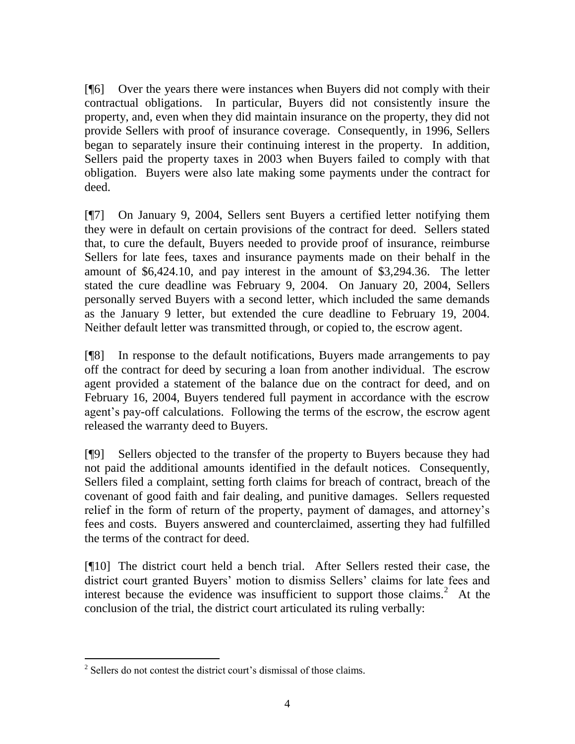[¶6] Over the years there were instances when Buyers did not comply with their contractual obligations. In particular, Buyers did not consistently insure the property, and, even when they did maintain insurance on the property, they did not provide Sellers with proof of insurance coverage. Consequently, in 1996, Sellers began to separately insure their continuing interest in the property. In addition, Sellers paid the property taxes in 2003 when Buyers failed to comply with that obligation. Buyers were also late making some payments under the contract for deed.

[¶7] On January 9, 2004, Sellers sent Buyers a certified letter notifying them they were in default on certain provisions of the contract for deed. Sellers stated that, to cure the default, Buyers needed to provide proof of insurance, reimburse Sellers for late fees, taxes and insurance payments made on their behalf in the amount of $6,424.10, and pay interest in the amount of $3,294.36. The letter stated the cure deadline was February 9, 2004. On January 20, 2004, Sellers personally served Buyers with a second letter, which included the same demands as the January 9 letter, but extended the cure deadline to February 19, 2004. Neither default letter was transmitted through, or copied to, the escrow agent.

[¶8] In response to the default notifications, Buyers made arrangements to pay off the contract for deed by securing a loan from another individual. The escrow agent provided a statement of the balance due on the contract for deed, and on February 16, 2004, Buyers tendered full payment in accordance with the escrow agent's pay-off calculations. Following the terms of the escrow, the escrow agent released the warranty deed to Buyers.

[¶9] Sellers objected to the transfer of the property to Buyers because they had not paid the additional amounts identified in the default notices. Consequently, Sellers filed a complaint, setting forth claims for breach of contract, breach of the covenant of good faith and fair dealing, and punitive damages. Sellers requested relief in the form of return of the property, payment of damages, and attorney's fees and costs. Buyers answered and counterclaimed, asserting they had fulfilled the terms of the contract for deed.

[¶10] The district court held a bench trial. After Sellers rested their case, the district court granted Buyers' motion to dismiss Sellers' claims for late fees and interest because the evidence was insufficient to support those claims.[2] At the conclusion of the trial, the district court articulated its ruling verbally:

---

[2] Sellers do not contest the district court's dismissal of those claims.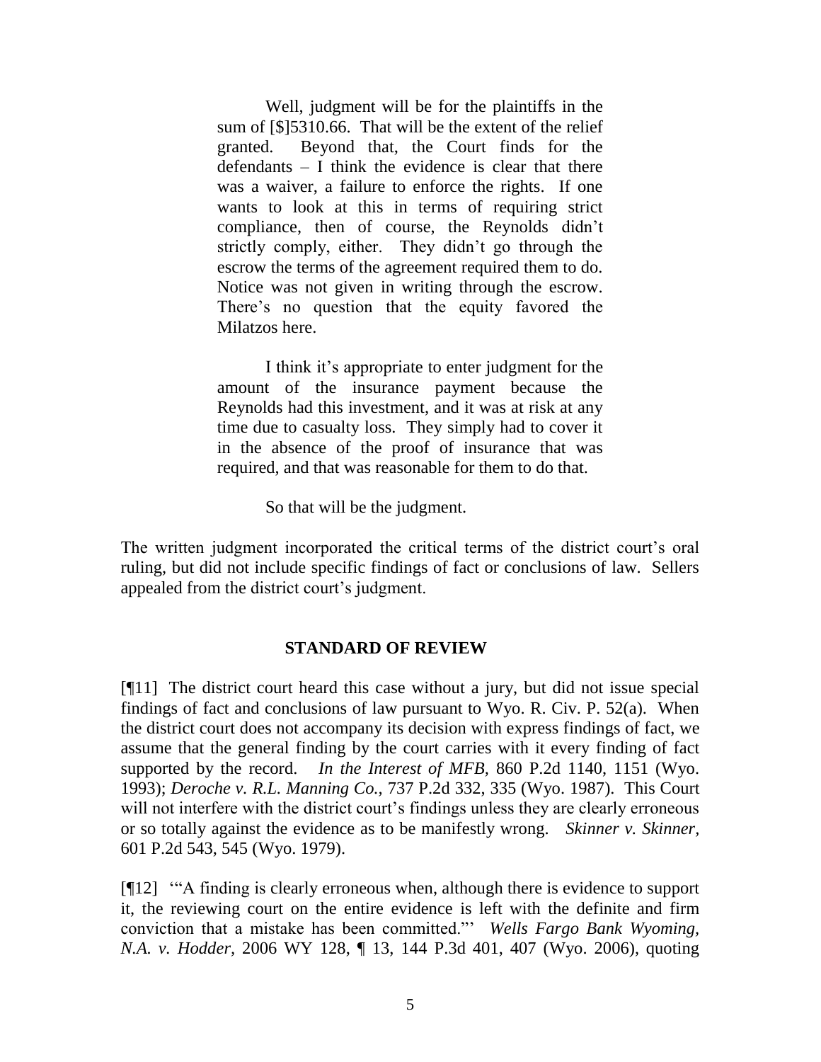> Well, judgment will be for the plaintiffs in the sum of [$]5310.66. That will be the extent of the relief granted. Beyond that, the Court finds for the defendants – I think the evidence is clear that there was a waiver, a failure to enforce the rights. If one wants to look at this in terms of requiring strict compliance, then of course, the Reynolds didn't strictly comply, either. They didn't go through the escrow the terms of the agreement required them to do. Notice was not given in writing through the escrow. There's no question that the equity favored the Milatzos here.
>
> I think it's appropriate to enter judgment for the amount of the insurance payment because the Reynolds had this investment, and it was at risk at any time due to casualty loss. They simply had to cover it in the absence of the proof of insurance that was required, and that was reasonable for them to do that.
>
> So that will be the judgment.

The written judgment incorporated the critical terms of the district court's oral ruling, but did not include specific findings of fact or conclusions of law. Sellers appealed from the district court's judgment.

## STANDARD OF REVIEW

[¶11] The district court heard this case without a jury, but did not issue special findings of fact and conclusions of law pursuant to Wyo. R. Civ. P. 52(a). When the district court does not accompany its decision with express findings of fact, we assume that the general finding by the court carries with it every finding of fact supported by the record. *In the Interest of MFB,* 860 P.2d 1140, 1151 (Wyo. 1993); *Deroche v. R.L. Manning Co.,* 737 P.2d 332, 335 (Wyo. 1987). This Court will not interfere with the district court's findings unless they are clearly erroneous or so totally against the evidence as to be manifestly wrong. *Skinner v. Skinner,* 601 P.2d 543, 545 (Wyo. 1979).

[¶12] '"A finding is clearly erroneous when, although there is evidence to support it, the reviewing court on the entire evidence is left with the definite and firm conviction that a mistake has been committed."' *Wells Fargo Bank Wyoming, N.A. v. Hodder,* 2006 WY 128, ¶ 13, 144 P.3d 401, 407 (Wyo. 2006), quoting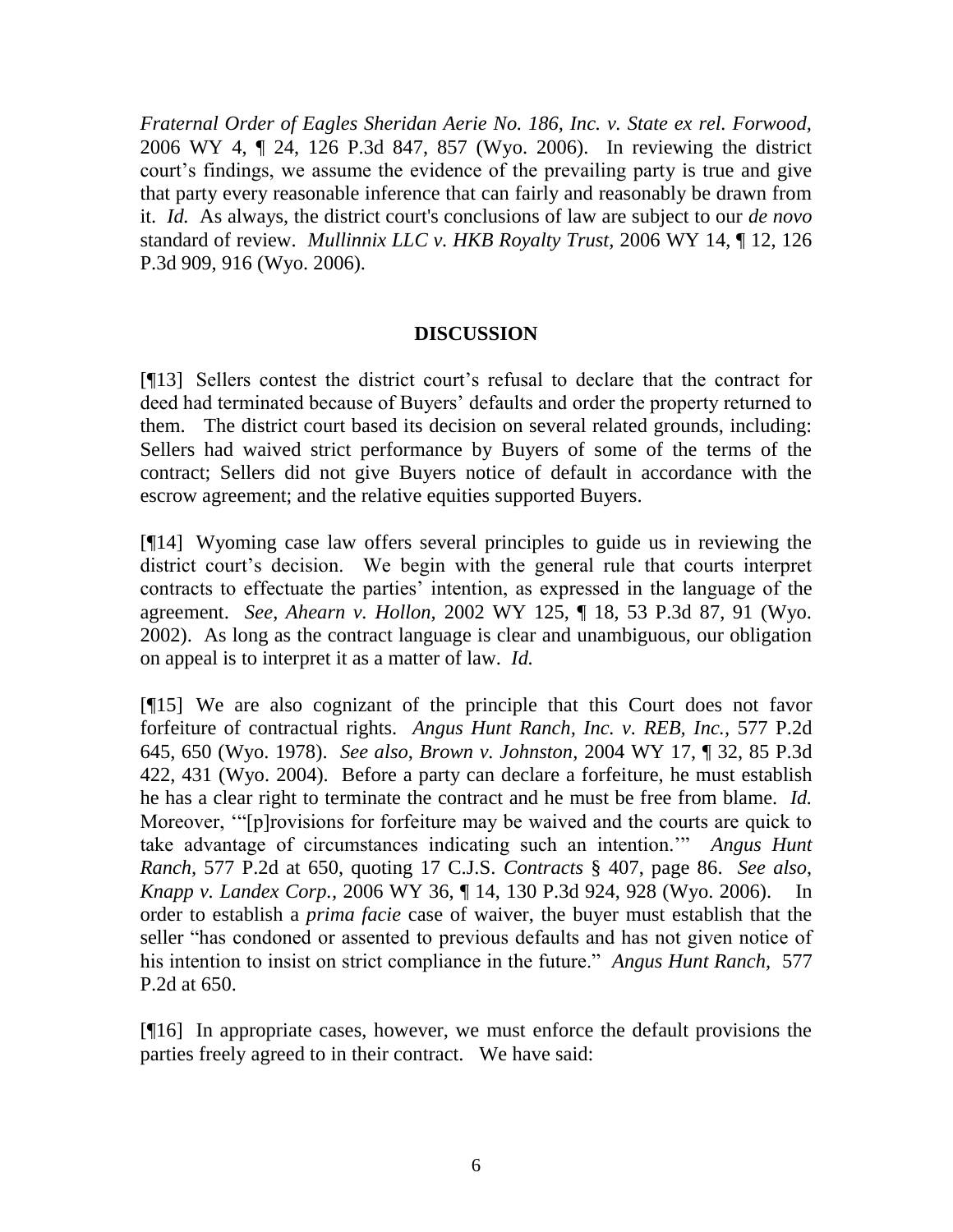*Fraternal Order of Eagles Sheridan Aerie No. 186, Inc. v. State ex rel. Forwood*, 2006 WY 4, ¶ 24, 126 P.3d 847, 857 (Wyo. 2006). In reviewing the district court's findings, we assume the evidence of the prevailing party is true and give that party every reasonable inference that can fairly and reasonably be drawn from it. *Id.* As always, the district court's conclusions of law are subject to our *de novo* standard of review. *Mullinnix LLC v. HKB Royalty Trust*, 2006 WY 14, ¶ 12, 126 P.3d 909, 916 (Wyo. 2006).

## DISCUSSION

[¶13] Sellers contest the district court's refusal to declare that the contract for deed had terminated because of Buyers' defaults and order the property returned to them. The district court based its decision on several related grounds, including: Sellers had waived strict performance by Buyers of some of the terms of the contract; Sellers did not give Buyers notice of default in accordance with the escrow agreement; and the relative equities supported Buyers.

[¶14] Wyoming case law offers several principles to guide us in reviewing the district court's decision. We begin with the general rule that courts interpret contracts to effectuate the parties' intention, as expressed in the language of the agreement. *See, Ahearn v. Hollon,* 2002 WY 125, ¶ 18, 53 P.3d 87, 91 (Wyo. 2002). As long as the contract language is clear and unambiguous, our obligation on appeal is to interpret it as a matter of law. *Id.*

[¶15] We are also cognizant of the principle that this Court does not favor forfeiture of contractual rights. *Angus Hunt Ranch, Inc. v. REB, Inc.*, 577 P.2d 645, 650 (Wyo. 1978). *See also*, *Brown v. Johnston*, 2004 WY 17, ¶ 32, 85 P.3d 422, 431 (Wyo. 2004). Before a party can declare a forfeiture, he must establish he has a clear right to terminate the contract and he must be free from blame. *Id.* Moreover, '"[p]rovisions for forfeiture may be waived and the courts are quick to take advantage of circumstances indicating such an intention.'" *Angus Hunt Ranch*, 577 P.2d at 650, quoting 17 C.J.S. *Contracts* § 407, page 86. *See also*, *Knapp v. Landex Corp.*, 2006 WY 36, ¶ 14, 130 P.3d 924, 928 (Wyo. 2006). In order to establish a *prima facie* case of waiver, the buyer must establish that the seller "has condoned or assented to previous defaults and has not given notice of his intention to insist on strict compliance in the future." *Angus Hunt Ranch*, 577 P.2d at 650.

[¶16] In appropriate cases, however, we must enforce the default provisions the parties freely agreed to in their contract. We have said: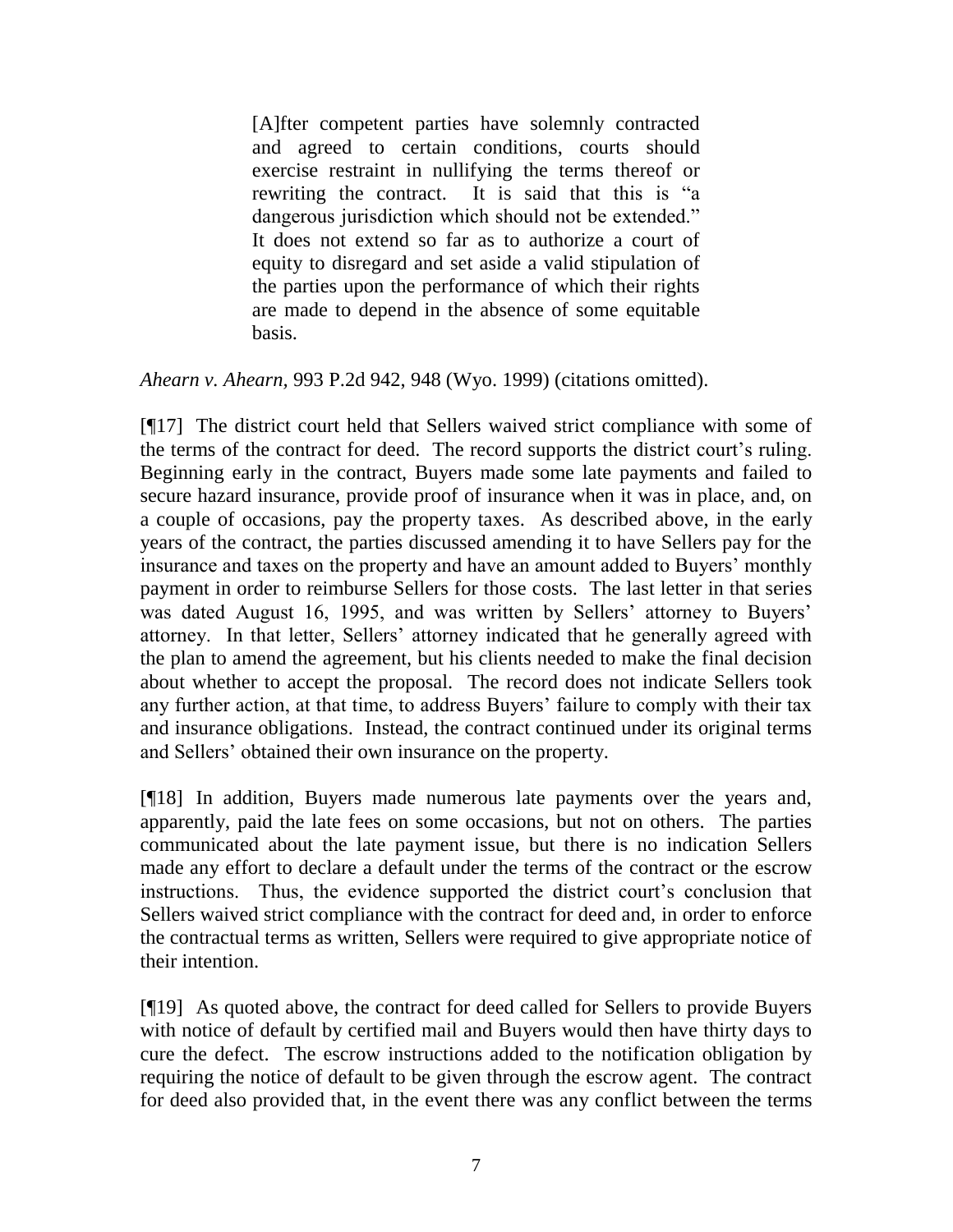> [A]fter competent parties have solemnly contracted and agreed to certain conditions, courts should exercise restraint in nullifying the terms thereof or rewriting the contract. It is said that this is "a dangerous jurisdiction which should not be extended." It does not extend so far as to authorize a court of equity to disregard and set aside a valid stipulation of the parties upon the performance of which their rights are made to depend in the absence of some equitable basis.

*Ahearn v. Ahearn*, 993 P.2d 942, 948 (Wyo. 1999) (citations omitted).

[¶17] The district court held that Sellers waived strict compliance with some of the terms of the contract for deed. The record supports the district court's ruling. Beginning early in the contract, Buyers made some late payments and failed to secure hazard insurance, provide proof of insurance when it was in place, and, on a couple of occasions, pay the property taxes. As described above, in the early years of the contract, the parties discussed amending it to have Sellers pay for the insurance and taxes on the property and have an amount added to Buyers' monthly payment in order to reimburse Sellers for those costs. The last letter in that series was dated August 16, 1995, and was written by Sellers' attorney to Buyers' attorney. In that letter, Sellers' attorney indicated that he generally agreed with the plan to amend the agreement, but his clients needed to make the final decision about whether to accept the proposal. The record does not indicate Sellers took any further action, at that time, to address Buyers' failure to comply with their tax and insurance obligations. Instead, the contract continued under its original terms and Sellers' obtained their own insurance on the property.

[¶18] In addition, Buyers made numerous late payments over the years and, apparently, paid the late fees on some occasions, but not on others. The parties communicated about the late payment issue, but there is no indication Sellers made any effort to declare a default under the terms of the contract or the escrow instructions. Thus, the evidence supported the district court's conclusion that Sellers waived strict compliance with the contract for deed and, in order to enforce the contractual terms as written, Sellers were required to give appropriate notice of their intention.

[¶19] As quoted above, the contract for deed called for Sellers to provide Buyers with notice of default by certified mail and Buyers would then have thirty days to cure the defect. The escrow instructions added to the notification obligation by requiring the notice of default to be given through the escrow agent. The contract for deed also provided that, in the event there was any conflict between the terms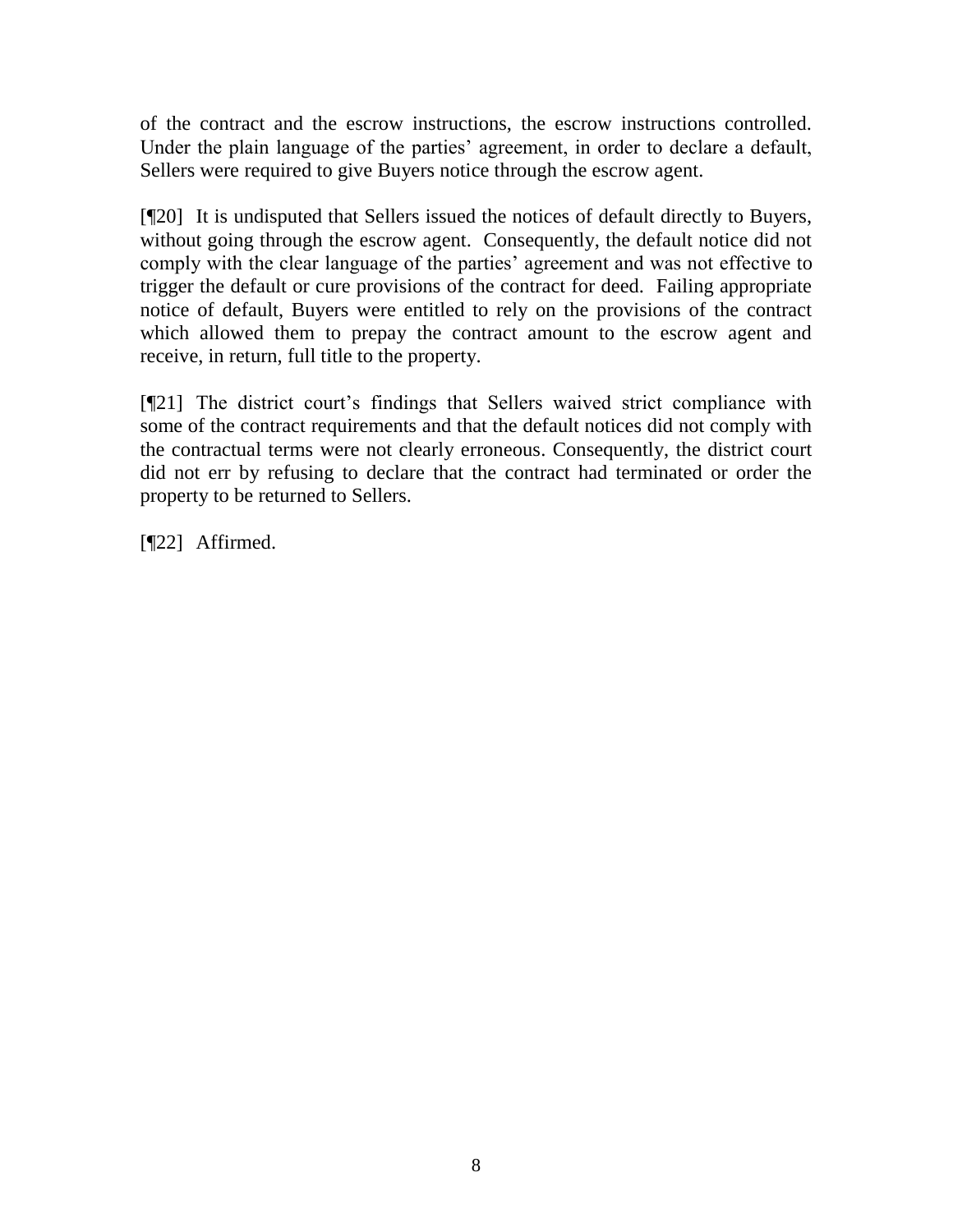of the contract and the escrow instructions, the escrow instructions controlled. Under the plain language of the parties' agreement, in order to declare a default, Sellers were required to give Buyers notice through the escrow agent.

[¶20] It is undisputed that Sellers issued the notices of default directly to Buyers, without going through the escrow agent. Consequently, the default notice did not comply with the clear language of the parties' agreement and was not effective to trigger the default or cure provisions of the contract for deed. Failing appropriate notice of default, Buyers were entitled to rely on the provisions of the contract which allowed them to prepay the contract amount to the escrow agent and receive, in return, full title to the property.

[¶21] The district court's findings that Sellers waived strict compliance with some of the contract requirements and that the default notices did not comply with the contractual terms were not clearly erroneous. Consequently, the district court did not err by refusing to declare that the contract had terminated or order the property to be returned to Sellers.

[¶22] Affirmed.